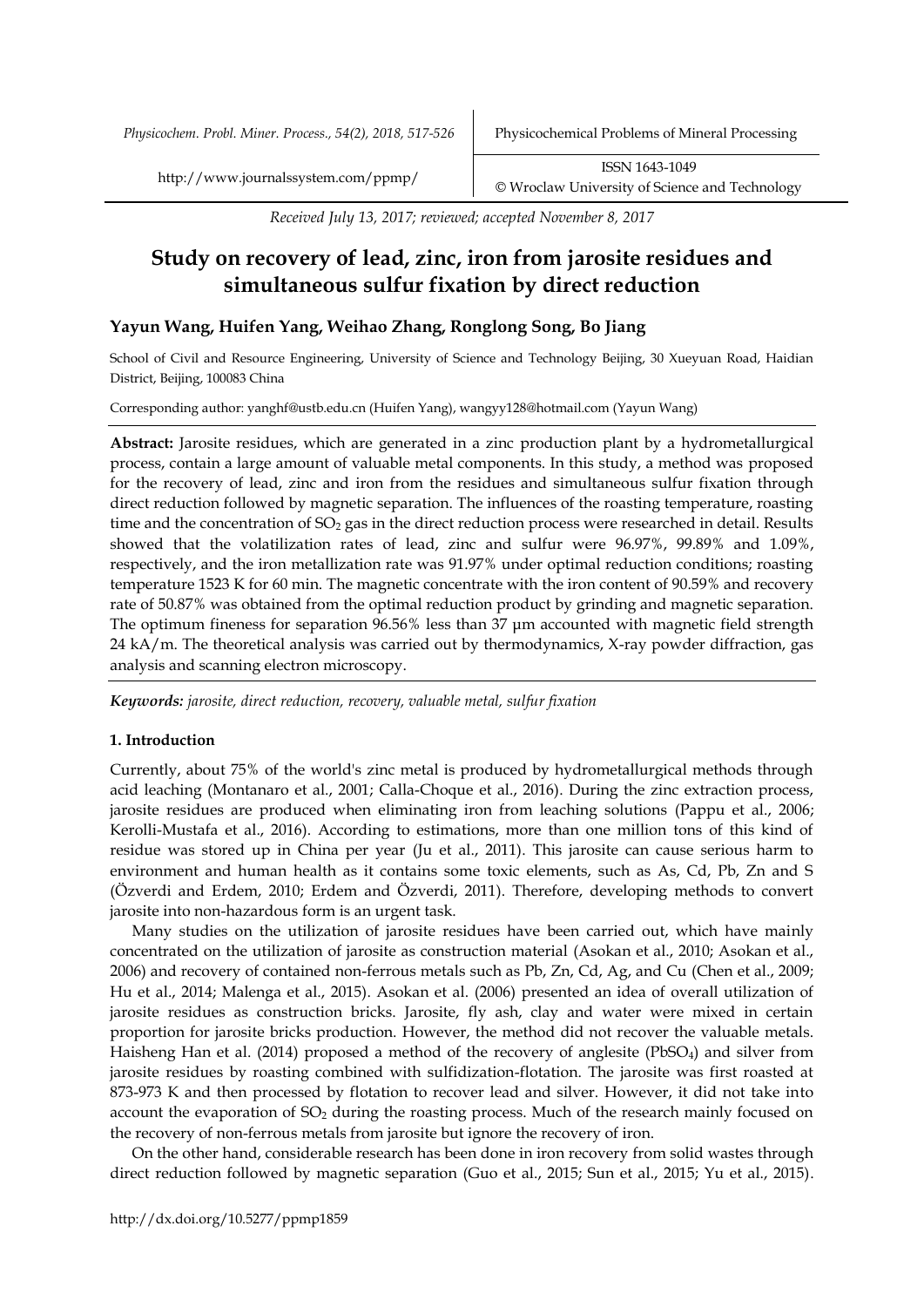*Received July 13, 2017; reviewed; accepted November 8, 2017*

# Study on recovery of lead, zinc, iron from jarosite residues and simultaneous sulfur fixation by direct reduction

**Yayun Wang, Huifen Yang, Weihao Zhang, Ronglong Song, Bo Jiang**

School of Civil and Resource Engineering, University of Science and Technology Beijing, 30 Xueyuan Road, Haidian District, Beijing, 100083 China

Corresponding author: yanghf@ustb.edu.cn (Huifen Yang), wangyy128@hotmail.com (Yayun Wang)

**Abstract:** Jarosite residues, which are generated in a zinc production plant by a hydrometallurgical process, contain a large amount of valuable metal components. In this study, a method was proposed for the recovery of lead, zinc and iron from the residues and simultaneous sulfur fixation through direct reduction followed by magnetic separation. The influences of the roasting temperature, roasting time and the concentration of $SO_2$ gas in the direct reduction process were researched in detail. Results showed that the volatilization rates of lead, zinc and sulfur were 96.97%, 99.89% and 1.09%, respectively, and the iron metallization rate was 91.97% under optimal reduction conditions; roasting temperature 1523 K for 60 min. The magnetic concentrate with the iron content of 90.59% and recovery rate of 50.87% was obtained from the optimal reduction product by grinding and magnetic separation. The optimum fineness for separation 96.56% less than 37 μm accounted with magnetic field strength 24 kA/m. The theoretical analysis was carried out by thermodynamics, X-ray powder diffraction, gas analysis and scanning electron microscopy.

***Keywords:*** *jarosite, direct reduction, recovery, valuable metal, sulfur fixation*

## 1. Introduction

Currently, about 75% of the world's zinc metal is produced by hydrometallurgical methods through acid leaching (Montanaro et al., 2001; Calla-Choque et al., 2016). During the zinc extraction process, jarosite residues are produced when eliminating iron from leaching solutions (Pappu et al., 2006; Kerolli-Mustafa et al., 2016). According to estimations, more than one million tons of this kind of residue was stored up in China per year (Ju et al., 2011). This jarosite can cause serious harm to environment and human health as it contains some toxic elements, such as As, Cd, Pb, Zn and S (Özverdi and Erdem, 2010; Erdem and Özverdi, 2011). Therefore, developing methods to convert jarosite into non-hazardous form is an urgent task.

Many studies on the utilization of jarosite residues have been carried out, which have mainly concentrated on the utilization of jarosite as construction material (Asokan et al., 2010; Asokan et al., 2006) and recovery of contained non-ferrous metals such as Pb, Zn, Cd, Ag, and Cu (Chen et al., 2009; Hu et al., 2014; Malenga et al., 2015). Asokan et al. (2006) presented an idea of overall utilization of jarosite residues as construction bricks. Jarosite, fly ash, clay and water were mixed in certain proportion for jarosite bricks production. However, the method did not recover the valuable metals. Haisheng Han et al. (2014) proposed a method of the recovery of anglesite ($PbSO_4$) and silver from jarosite residues by roasting combined with sulfidization-flotation. The jarosite was first roasted at 873-973 K and then processed by flotation to recover lead and silver. However, it did not take into account the evaporation of $SO_2$ during the roasting process. Much of the research mainly focused on the recovery of non-ferrous metals from jarosite but ignore the recovery of iron.

On the other hand, considerable research has been done in iron recovery from solid wastes through direct reduction followed by magnetic separation (Guo et al., 2015; Sun et al., 2015; Yu et al., 2015).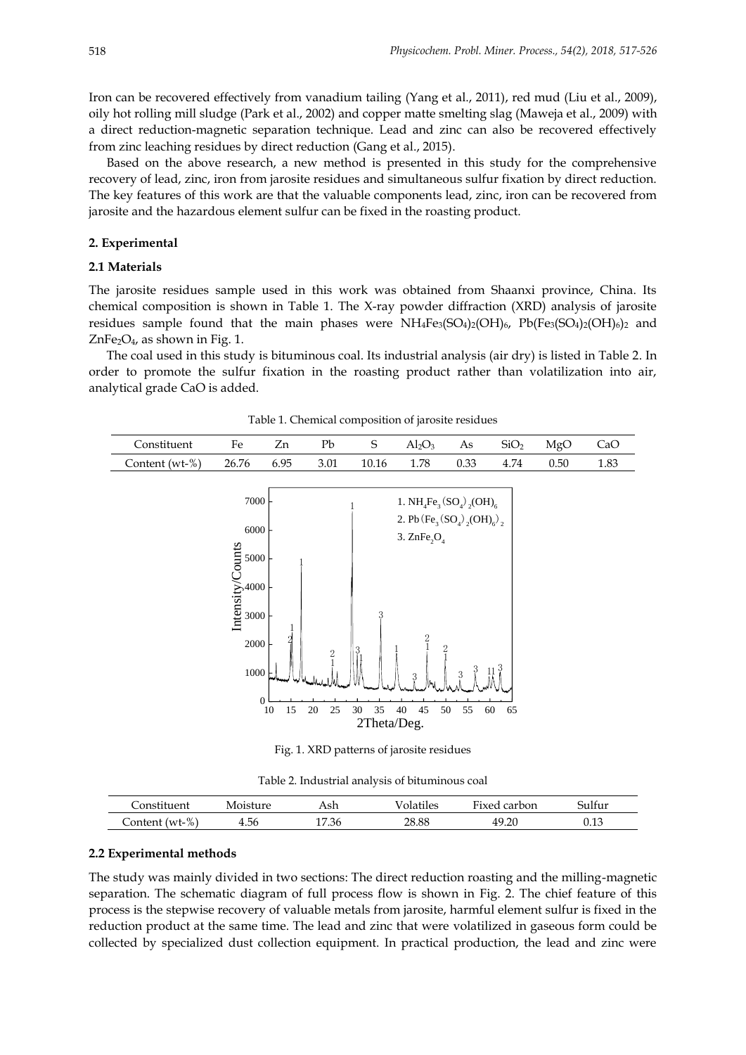Iron can be recovered effectively from vanadium tailing (Yang et al., 2011), red mud (Liu et al., 2009), oily hot rolling mill sludge (Park et al., 2002) and copper matte smelting slag (Maweja et al., 2009) with a direct reduction-magnetic separation technique. Lead and zinc can also be recovered effectively from zinc leaching residues by direct reduction (Gang et al., 2015).

Based on the above research, a new method is presented in this study for the comprehensive recovery of lead, zinc, iron from jarosite residues and simultaneous sulfur fixation by direct reduction. The key features of this work are that the valuable components lead, zinc, iron can be recovered from jarosite and the hazardous element sulfur can be fixed in the roasting product.

## 2. Experimental

### 2.1 Materials

The jarosite residues sample used in this work was obtained from Shaanxi province, China. Its chemical composition is shown in Table 1. The X-ray powder diffraction (XRD) analysis of jarosite residues sample found that the main phases were $NH_4Fe_3(SO_4)_2(OH)_6$, $Pb(Fe_3(SO_4)_2(OH)_6)_2$ and $ZnFe_2O_4$, as shown in Fig. 1.

The coal used in this study is bituminous coal. Its industrial analysis (air dry) is listed in Table 2. In order to promote the sulfur fixation in the roasting product rather than volatilization into air, analytical grade CaO is added.

Table 1. Chemical composition of jarosite residues

| Constituent | Fe | Zn | Pb | S | $Al_2O_3$ | As | $SiO_2$ | MgO | CaO |
|---|---|---|---|---|---|---|---|---|---|
| Content (wt-%) | 26.76 | 6.95 | 3.01 | 10.16 | 1.78 | 0.33 | 4.74 | 0.50 | 1.83 |

Fig. 1. XRD patterns of jarosite residues

Table 2. Industrial analysis of bituminous coal

| Constituent | Moisture | Ash | Volatiles | Fixed carbon | Sulfur |
|---|---|---|---|---|---|
| Content (wt-%) | 4.56 | 17.36 | 28.88 | 49.20 | 0.13 |

### 2.2 Experimental methods

The study was mainly divided in two sections: The direct reduction roasting and the milling-magnetic separation. The schematic diagram of full process flow is shown in Fig. 2. The chief feature of this process is the stepwise recovery of valuable metals from jarosite, harmful element sulfur is fixed in the reduction product at the same time. The lead and zinc that were volatilized in gaseous form could be collected by specialized dust collection equipment. In practical production, the lead and zinc were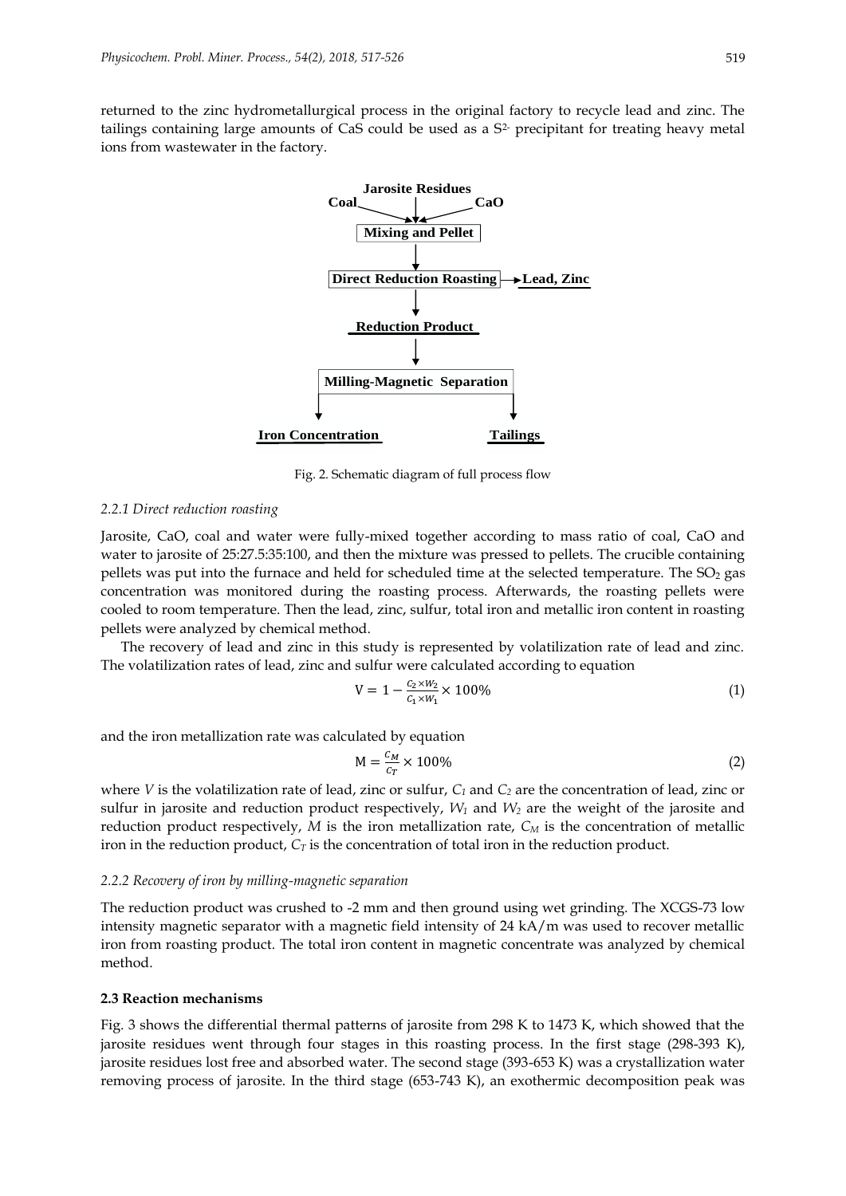returned to the zinc hydrometallurgical process in the original factory to recycle lead and zinc. The tailings containing large amounts of CaS could be used as a $S^{2-}$ precipitant for treating heavy metal ions from wastewater in the factory.

Fig. 2. Schematic diagram of full process flow

#### *2.2.1 Direct reduction roasting*

Jarosite, CaO, coal and water were fully-mixed together according to mass ratio of coal, CaO and water to jarosite of 25:27.5:35:100, and then the mixture was pressed to pellets. The crucible containing pellets was put into the furnace and held for scheduled time at the selected temperature. The $SO_2$ gas concentration was monitored during the roasting process. Afterwards, the roasting pellets were cooled to room temperature. Then the lead, zinc, sulfur, total iron and metallic iron content in roasting pellets were analyzed by chemical method.

The recovery of lead and zinc in this study is represented by volatilization rate of lead and zinc. The volatilization rates of lead, zinc and sulfur were calculated according to equation

$$V = 1 - \frac{C_2 \times W_2}{C_1 \times W_1} \times 100\% \tag{1}$$

and the iron metallization rate was calculated by equation

$$M = \frac{C_M}{C_T} \times 100\% \tag{2}$$

where $V$ is the volatilization rate of lead, zinc or sulfur, $C_1$ and $C_2$ are the concentration of lead, zinc or sulfur in jarosite and reduction product respectively, $W_1$ and $W_2$ are the weight of the jarosite and reduction product respectively, $M$ is the iron metallization rate, $C_M$ is the concentration of metallic iron in the reduction product, $C_T$ is the concentration of total iron in the reduction product.

#### *2.2.2 Recovery of iron by milling-magnetic separation*

The reduction product was crushed to -2 mm and then ground using wet grinding. The XCGS-73 low intensity magnetic separator with a magnetic field intensity of 24 kA/m was used to recover metallic iron from roasting product. The total iron content in magnetic concentrate was analyzed by chemical method.

### 2.3 Reaction mechanisms

Fig. 3 shows the differential thermal patterns of jarosite from 298 K to 1473 K, which showed that the jarosite residues went through four stages in this roasting process. In the first stage (298-393 K), jarosite residues lost free and absorbed water. The second stage (393-653 K) was a crystallization water removing process of jarosite. In the third stage (653-743 K), an exothermic decomposition peak was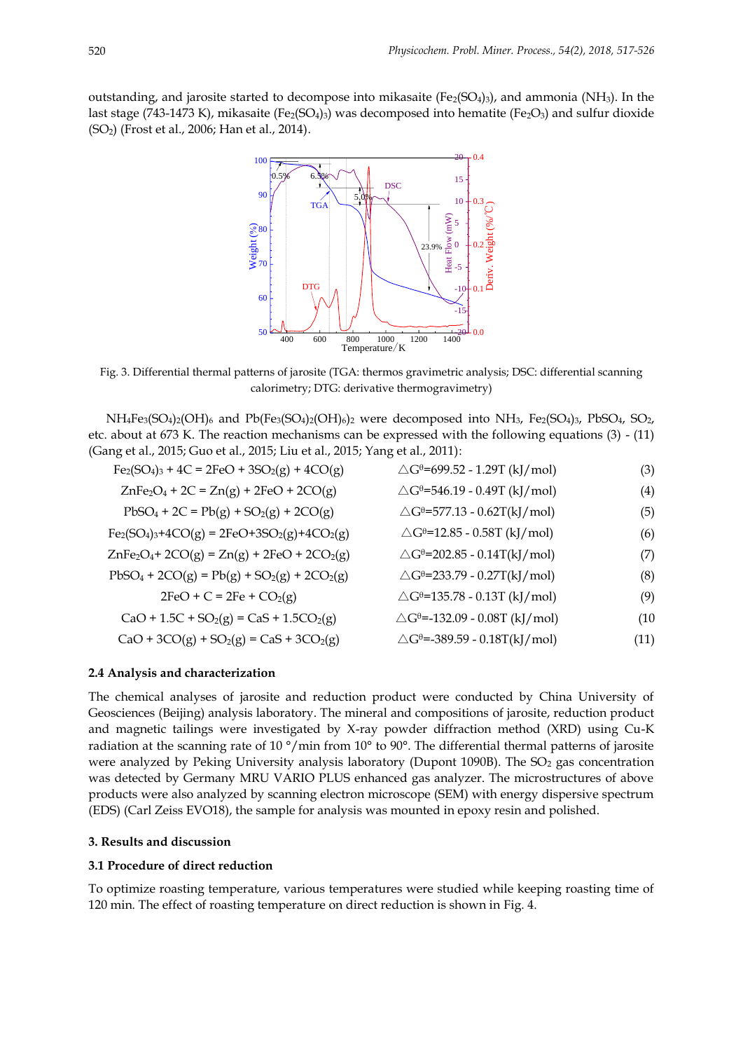outstanding, and jarosite started to decompose into mikasaite ($Fe_2(SO_4)_3$), and ammonia ($NH_3$). In the last stage (743-1473 K), mikasaite ($Fe_2(SO_4)_3$) was decomposed into hematite ($Fe_2O_3$) and sulfur dioxide ($SO_2$) (Frost et al., 2006; Han et al., 2014).

Fig. 3. Differential thermal patterns of jarosite (TGA: thermos gravimetric analysis; DSC: differential scanning calorimetry; DTG: derivative thermogravimetry)

$NH_4Fe_3(SO_4)_2(OH)_6$ and $Pb(Fe_3(SO_4)_2(OH)_6)_2$ were decomposed into $NH_3$, $Fe_2(SO_4)_3$, $PbSO_4$, $SO_2$, etc. about at 673 K. The reaction mechanisms can be expressed with the following equations (3) - (11) (Gang et al., 2015; Guo et al., 2015; Liu et al., 2015; Yang et al., 2011):

$$Fe_2(SO_4)_3 + 4C = 2FeO + 3SO_2(g) + 4CO(g) \qquad \triangle G^\theta=699.52 - 1.29T \text{ (kJ/mol)} \qquad (3)$$

$$ZnFe_2O_4 + 2C = Zn(g) + 2FeO + 2CO(g) \qquad \triangle G^\theta=546.19 - 0.49T \text{ (kJ/mol)} \qquad (4)$$

$$PbSO_4 + 2C = Pb(g) + SO_2(g) + 2CO(g) \qquad \triangle G^\theta=577.13 - 0.62T \text{(kJ/mol)} \qquad (5)$$

$$Fe_2(SO_4)_3+4CO(g) = 2FeO+3SO_2(g)+4CO_2(g) \qquad \triangle G^\theta=12.85 - 0.58T \text{ (kJ/mol)} \qquad (6)$$

$$ZnFe_2O_4+ 2CO(g) = Zn(g) + 2FeO + 2CO_2(g) \qquad \triangle G^\theta=202.85 - 0.14T \text{(kJ/mol)} \qquad (7)$$

$$PbSO_4 + 2CO(g) = Pb(g) + SO_2(g) + 2CO_2(g) \qquad \triangle G^\theta=233.79 - 0.27T \text{(kJ/mol)} \qquad (8)$$

$$2FeO + C = 2Fe + CO_2(g) \qquad \triangle G^\theta=135.78 - 0.13T \text{ (kJ/mol)} \qquad (9)$$

$$CaO + 1.5C + SO_2(g) = CaS + 1.5CO_2(g) \qquad \triangle G^\theta=-132.09 - 0.08T \text{ (kJ/mol)} \qquad (10$$

$$CaO + 3CO(g) + SO_2(g) = CaS + 3CO_2(g) \qquad \triangle G^\theta=-389.59 - 0.18T \text{(kJ/mol)} \qquad (11)$$

### 2.4 Analysis and characterization

The chemical analyses of jarosite and reduction product were conducted by China University of Geosciences (Beijing) analysis laboratory. The mineral and compositions of jarosite, reduction product and magnetic tailings were investigated by X-ray powder diffraction method (XRD) using Cu-K radiation at the scanning rate of 10 °/min from 10° to 90°. The differential thermal patterns of jarosite were analyzed by Peking University analysis laboratory (Dupont 1090B). The $SO_2$ gas concentration was detected by Germany MRU VARIO PLUS enhanced gas analyzer. The microstructures of above products were also analyzed by scanning electron microscope (SEM) with energy dispersive spectrum (EDS) (Carl Zeiss EVO18), the sample for analysis was mounted in epoxy resin and polished.

## 3. Results and discussion

### 3.1 Procedure of direct reduction

To optimize roasting temperature, various temperatures were studied while keeping roasting time of 120 min. The effect of roasting temperature on direct reduction is shown in Fig. 4.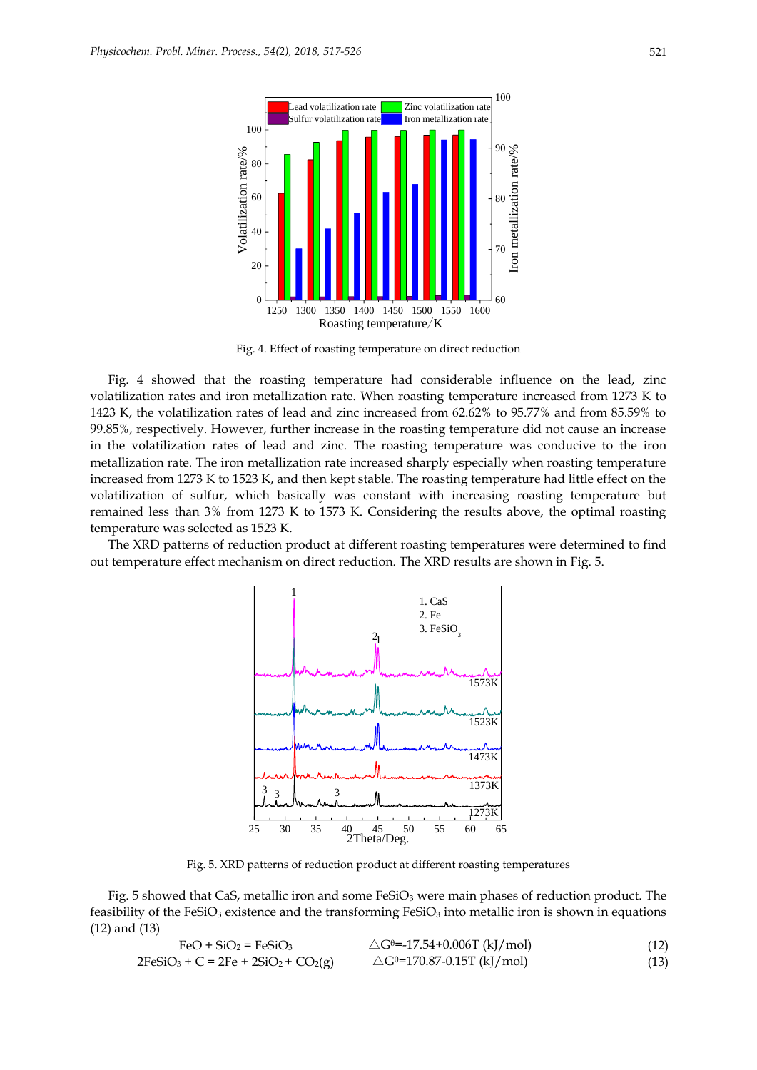Fig. 4. Effect of roasting temperature on direct reduction

Fig. 4 showed that the roasting temperature had considerable influence on the lead, zinc volatilization rates and iron metallization rate. When roasting temperature increased from 1273 K to 1423 K, the volatilization rates of lead and zinc increased from 62.62% to 95.77% and from 85.59% to 99.85%, respectively. However, further increase in the roasting temperature did not cause an increase in the volatilization rates of lead and zinc. The roasting temperature was conducive to the iron metallization rate. The iron metallization rate increased sharply especially when roasting temperature increased from 1273 K to 1523 K, and then kept stable. The roasting temperature had little effect on the volatilization of sulfur, which basically was constant with increasing roasting temperature but remained less than 3% from 1273 K to 1573 K. Considering the results above, the optimal roasting temperature was selected as 1523 K.

The XRD patterns of reduction product at different roasting temperatures were determined to find out temperature effect mechanism on direct reduction. The XRD results are shown in Fig. 5.

Fig. 5. XRD patterns of reduction product at different roasting temperatures

Fig. 5 showed that CaS, metallic iron and some $FeSiO_3$ were main phases of reduction product. The feasibility of the $FeSiO_3$ existence and the transforming $FeSiO_3$ into metallic iron is shown in equations (12) and (13)

$$FeO + SiO_2 = FeSiO_3 \qquad \triangle G^{\theta}=-17.54+0.006T \text{ (kJ/mol)} \qquad (12)$$

$$2FeSiO_3 + C = 2Fe + 2SiO_2 + CO_2(g) \qquad \triangle G^{\theta}=170.87-0.15T \text{ (kJ/mol)} \qquad (13)$$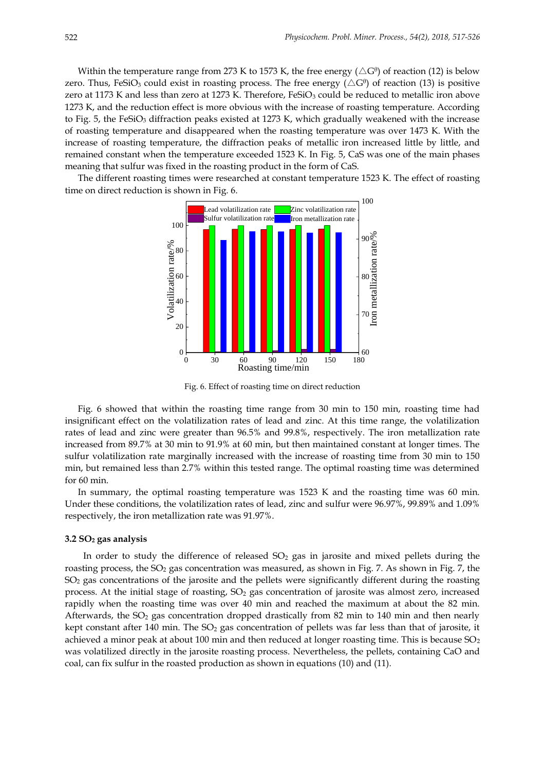Within the temperature range from 273 K to 1573 K, the free energy ($\triangle G^{\theta}$) of reaction (12) is below zero. Thus, $FeSiO_3$ could exist in roasting process. The free energy ($\triangle G^{\theta}$) of reaction (13) is positive zero at 1173 K and less than zero at 1273 K. Therefore, $FeSiO_3$ could be reduced to metallic iron above 1273 K, and the reduction effect is more obvious with the increase of roasting temperature. According to Fig. 5, the $FeSiO_3$ diffraction peaks existed at 1273 K, which gradually weakened with the increase of roasting temperature and disappeared when the roasting temperature was over 1473 K. With the increase of roasting temperature, the diffraction peaks of metallic iron increased little by little, and remained constant when the temperature exceeded 1523 K. In Fig. 5, CaS was one of the main phases meaning that sulfur was fixed in the roasting product in the form of CaS.

The different roasting times were researched at constant temperature 1523 K. The effect of roasting time on direct reduction is shown in Fig. 6.

Fig. 6. Effect of roasting time on direct reduction

Fig. 6 showed that within the roasting time range from 30 min to 150 min, roasting time had insignificant effect on the volatilization rates of lead and zinc. At this time range, the volatilization rates of lead and zinc were greater than 96.5% and 99.8%, respectively. The iron metallization rate increased from 89.7% at 30 min to 91.9% at 60 min, but then maintained constant at longer times. The sulfur volatilization rate marginally increased with the increase of roasting time from 30 min to 150 min, but remained less than 2.7% within this tested range. The optimal roasting time was determined for 60 min.

In summary, the optimal roasting temperature was 1523 K and the roasting time was 60 min. Under these conditions, the volatilization rates of lead, zinc and sulfur were 96.97%, 99.89% and 1.09% respectively, the iron metallization rate was 91.97%.

### 3.2 $SO_2$ gas analysis

In order to study the difference of released $SO_2$ gas in jarosite and mixed pellets during the roasting process, the $SO_2$ gas concentration was measured, as shown in Fig. 7. As shown in Fig. 7, the $SO_2$ gas concentrations of the jarosite and the pellets were significantly different during the roasting process. At the initial stage of roasting, $SO_2$ gas concentration of jarosite was almost zero, increased rapidly when the roasting time was over 40 min and reached the maximum at about the 82 min. Afterwards, the $SO_2$ gas concentration dropped drastically from 82 min to 140 min and then nearly kept constant after 140 min. The $SO_2$ gas concentration of pellets was far less than that of jarosite, it achieved a minor peak at about 100 min and then reduced at longer roasting time. This is because $SO_2$ was volatilized directly in the jarosite roasting process. Nevertheless, the pellets, containing CaO and coal, can fix sulfur in the roasted production as shown in equations (10) and (11).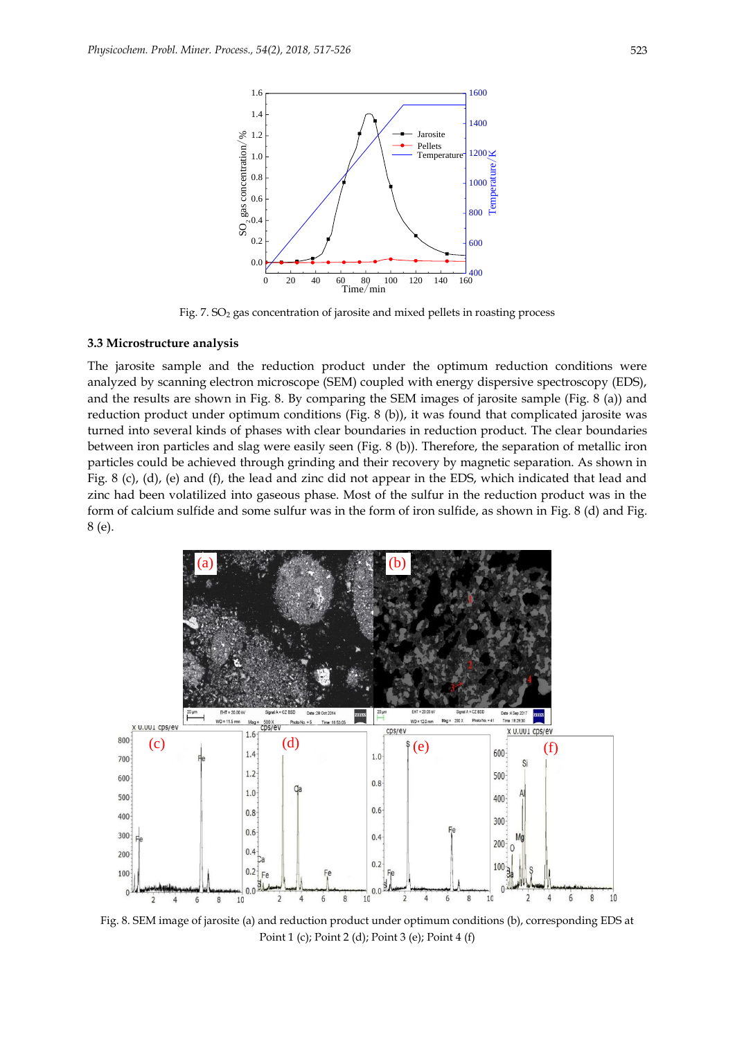Fig. 7. $SO_2$ gas concentration of jarosite and mixed pellets in roasting process

### 3.3 Microstructure analysis

The jarosite sample and the reduction product under the optimum reduction conditions were analyzed by scanning electron microscope (SEM) coupled with energy dispersive spectroscopy (EDS), and the results are shown in Fig. 8. By comparing the SEM images of jarosite sample (Fig. 8 (a)) and reduction product under optimum conditions (Fig. 8 (b)), it was found that complicated jarosite was turned into several kinds of phases with clear boundaries in reduction product. The clear boundaries between iron particles and slag were easily seen (Fig. 8 (b)). Therefore, the separation of metallic iron particles could be achieved through grinding and their recovery by magnetic separation. As shown in Fig. 8 (c), (d), (e) and (f), the lead and zinc did not appear in the EDS, which indicated that lead and zinc had been volatilized into gaseous phase. Most of the sulfur in the reduction product was in the form of calcium sulfide and some sulfur was in the form of iron sulfide, as shown in Fig. 8 (d) and Fig. 8 (e).

Fig. 8. SEM image of jarosite (a) and reduction product under optimum conditions (b), corresponding EDS at Point 1 (c); Point 2 (d); Point 3 (e); Point 4 (f)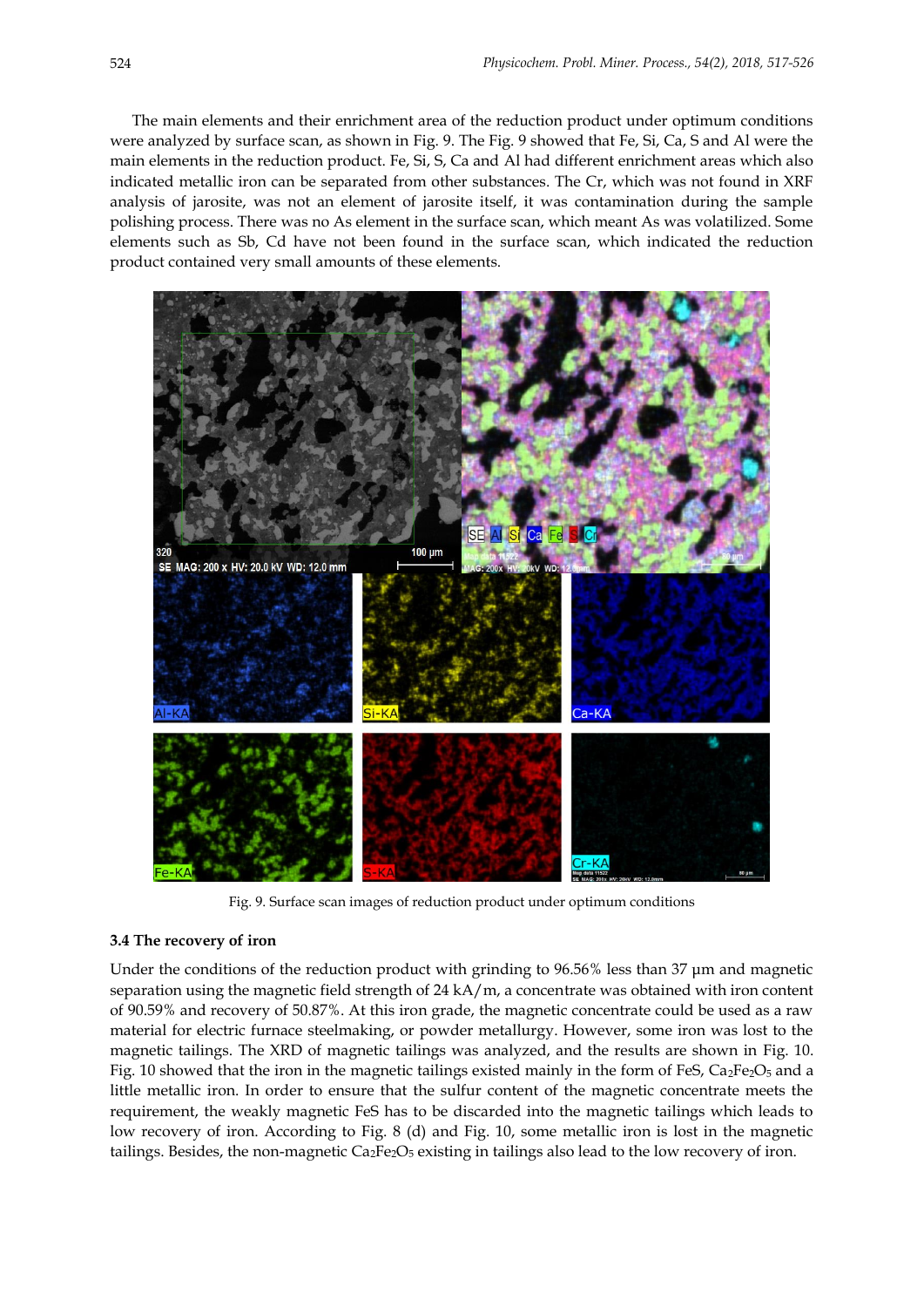The main elements and their enrichment area of the reduction product under optimum conditions were analyzed by surface scan, as shown in Fig. 9. The Fig. 9 showed that Fe, Si, Ca, S and Al were the main elements in the reduction product. Fe, Si, S, Ca and Al had different enrichment areas which also indicated metallic iron can be separated from other substances. The Cr, which was not found in XRF analysis of jarosite, was not an element of jarosite itself, it was contamination during the sample polishing process. There was no As element in the surface scan, which meant As was volatilized. Some elements such as Sb, Cd have not been found in the surface scan, which indicated the reduction product contained very small amounts of these elements.

Fig. 9. Surface scan images of reduction product under optimum conditions

### 3.4 The recovery of iron

Under the conditions of the reduction product with grinding to 96.56% less than 37 μm and magnetic separation using the magnetic field strength of 24 kA/m, a concentrate was obtained with iron content of 90.59% and recovery of 50.87%. At this iron grade, the magnetic concentrate could be used as a raw material for electric furnace steelmaking, or powder metallurgy. However, some iron was lost to the magnetic tailings. The XRD of magnetic tailings was analyzed, and the results are shown in Fig. 10. Fig. 10 showed that the iron in the magnetic tailings existed mainly in the form of FeS, $Ca_2Fe_2O_5$ and a little metallic iron. In order to ensure that the sulfur content of the magnetic concentrate meets the requirement, the weakly magnetic FeS has to be discarded into the magnetic tailings which leads to low recovery of iron. According to Fig. 8 (d) and Fig. 10, some metallic iron is lost in the magnetic tailings. Besides, the non-magnetic $Ca_2Fe_2O_5$ existing in tailings also lead to the low recovery of iron.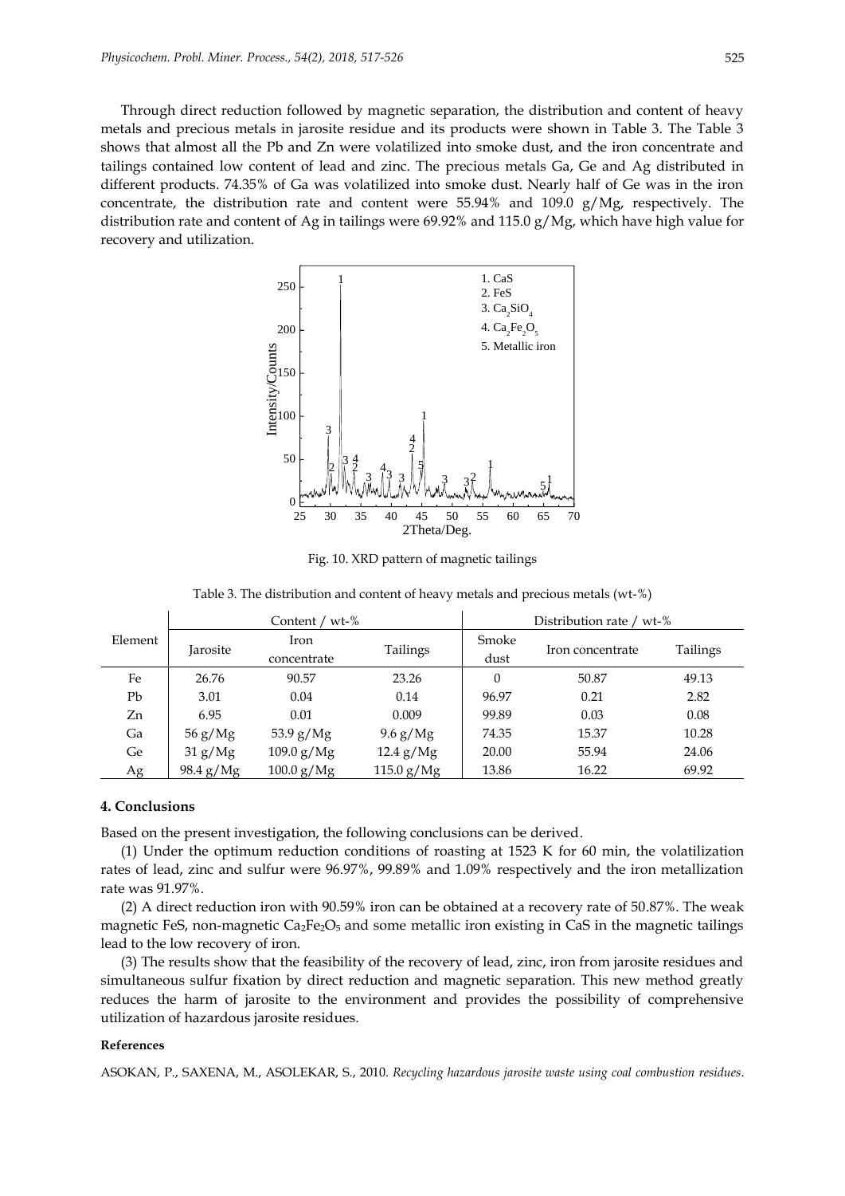Through direct reduction followed by magnetic separation, the distribution and content of heavy metals and precious metals in jarosite residue and its products were shown in Table 3. The Table 3 shows that almost all the Pb and Zn were volatilized into smoke dust, and the iron concentrate and tailings contained low content of lead and zinc. The precious metals Ga, Ge and Ag distributed in different products. 74.35% of Ga was volatilized into smoke dust. Nearly half of Ge was in the iron concentrate, the distribution rate and content were 55.94% and 109.0 g/Mg, respectively. The distribution rate and content of Ag in tailings were 69.92% and 115.0 g/Mg, which have high value for recovery and utilization.

Fig. 10. XRD pattern of magnetic tailings

Table 3. The distribution and content of heavy metals and precious metals (wt-%)

| Element | Content / wt-% | | | Distribution rate / wt-% | | |
|---|---|---|---|---|---|---|
| | Jarosite | Iron concentrate | Tailings | Smoke dust | Iron concentrate | Tailings |
| Fe | 26.76 | 90.57 | 23.26 | 0 | 50.87 | 49.13 |
| Pb | 3.01 | 0.04 | 0.14 | 96.97 | 0.21 | 2.82 |
| Zn | 6.95 | 0.01 | 0.009 | 99.89 | 0.03 | 0.08 |
| Ga | 56 g/Mg | 53.9 g/Mg | 9.6 g/Mg | 74.35 | 15.37 | 10.28 |
| Ge | 31 g/Mg | 109.0 g/Mg | 12.4 g/Mg | 20.00 | 55.94 | 24.06 |
| Ag | 98.4 g/Mg | 100.0 g/Mg | 115.0 g/Mg | 13.86 | 16.22 | 69.92 |

## 4. Conclusions

Based on the present investigation, the following conclusions can be derived.

(1) Under the optimum reduction conditions of roasting at 1523 K for 60 min, the volatilization rates of lead, zinc and sulfur were 96.97%, 99.89% and 1.09% respectively and the iron metallization rate was 91.97%.

(2) A direct reduction iron with 90.59% iron can be obtained at a recovery rate of 50.87%. The weak magnetic FeS, non-magnetic $Ca_2Fe_2O_5$ and some metallic iron existing in CaS in the magnetic tailings lead to the low recovery of iron.

(3) The results show that the feasibility of the recovery of lead, zinc, iron from jarosite residues and simultaneous sulfur fixation by direct reduction and magnetic separation. This new method greatly reduces the harm of jarosite to the environment and provides the possibility of comprehensive utilization of hazardous jarosite residues.

### References

ASOKAN, P., SAXENA, M., ASOLEKAR, S., 2010. *Recycling hazardous jarosite waste using coal combustion residues*.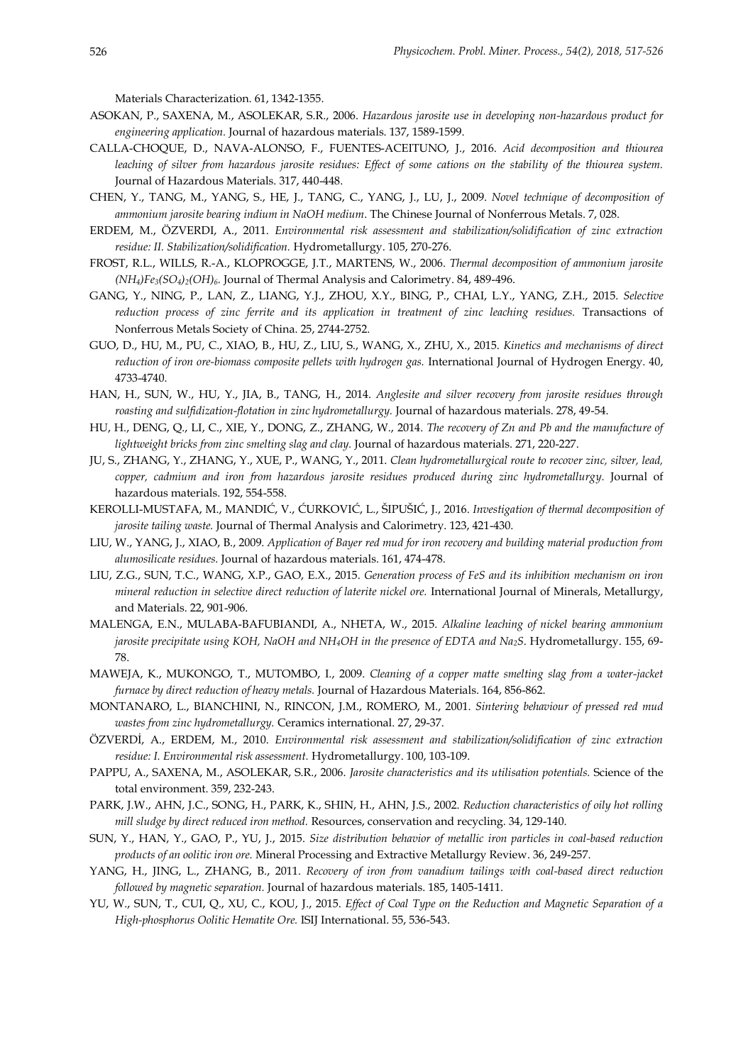Materials Characterization. 61, 1342-1355.

ASOKAN, P., SAXENA, M., ASOLEKAR, S.R., 2006. *Hazardous jarosite use in developing non-hazardous product for engineering application.* Journal of hazardous materials. 137, 1589-1599.

CALLA-CHOQUE, D., NAVA-ALONSO, F., FUENTES-ACEITUNO, J., 2016. *Acid decomposition and thiourea leaching of silver from hazardous jarosite residues: Effect of some cations on the stability of the thiourea system.* Journal of Hazardous Materials. 317, 440-448.

CHEN, Y., TANG, M., YANG, S., HE, J., TANG, C., YANG, J., LU, J., 2009. *Novel technique of decomposition of ammonium jarosite bearing indium in NaOH medium*. The Chinese Journal of Nonferrous Metals. 7, 028.

ERDEM, M., ÖZVERDI, A., 2011. *Environmental risk assessment and stabilization/solidification of zinc extraction residue: II. Stabilization/solidification.* Hydrometallurgy. 105, 270-276.

FROST, R.L., WILLS, R.-A., KLOPROGGE, J.T., MARTENS, W., 2006. *Thermal decomposition of ammonium jarosite $(NH_4)Fe_3(SO_4)_2(OH)_6$.* Journal of Thermal Analysis and Calorimetry. 84, 489-496.

GANG, Y., NING, P., LAN, Z., LIANG, Y.J., ZHOU, X.Y., BING, P., CHAI, L.Y., YANG, Z.H., 2015. *Selective reduction process of zinc ferrite and its application in treatment of zinc leaching residues.* Transactions of Nonferrous Metals Society of China. 25, 2744-2752.

GUO, D., HU, M., PU, C., XIAO, B., HU, Z., LIU, S., WANG, X., ZHU, X., 2015. *Kinetics and mechanisms of direct reduction of iron ore-biomass composite pellets with hydrogen gas.* International Journal of Hydrogen Energy. 40, 4733-4740.

HAN, H., SUN, W., HU, Y., JIA, B., TANG, H., 2014. *Anglesite and silver recovery from jarosite residues through roasting and sulfidization-flotation in zinc hydrometallurgy.* Journal of hazardous materials. 278, 49-54.

HU, H., DENG, Q., LI, C., XIE, Y., DONG, Z., ZHANG, W., 2014. *The recovery of Zn and Pb and the manufacture of lightweight bricks from zinc smelting slag and clay.* Journal of hazardous materials. 271, 220-227.

JU, S., ZHANG, Y., ZHANG, Y., XUE, P., WANG, Y., 2011. *Clean hydrometallurgical route to recover zinc, silver, lead, copper, cadmium and iron from hazardous jarosite residues produced during zinc hydrometallurgy.* Journal of hazardous materials. 192, 554-558.

KEROLLI-MUSTAFA, M., MANDIĆ, V., ĆURKOVIĆ, L., ŠIPUŠIĆ, J., 2016. *Investigation of thermal decomposition of jarosite tailing waste.* Journal of Thermal Analysis and Calorimetry. 123, 421-430.

LIU, W., YANG, J., XIAO, B., 2009. *Application of Bayer red mud for iron recovery and building material production from alumosilicate residues.* Journal of hazardous materials. 161, 474-478.

LIU, Z.G., SUN, T.C., WANG, X.P., GAO, E.X., 2015. *Generation process of FeS and its inhibition mechanism on iron mineral reduction in selective direct reduction of laterite nickel ore.* International Journal of Minerals, Metallurgy, and Materials. 22, 901-906.

MALENGA, E.N., MULABA-BAFUBIANDI, A., NHETA, W., 2015. *Alkaline leaching of nickel bearing ammonium jarosite precipitate using KOH, NaOH and $NH_4OH$ in the presence of EDTA and $Na_2S$.* Hydrometallurgy. 155, 69-78.

MAWEJA, K., MUKONGO, T., MUTOMBO, I., 2009. *Cleaning of a copper matte smelting slag from a water-jacket furnace by direct reduction of heavy metals.* Journal of Hazardous Materials. 164, 856-862.

MONTANARO, L., BIANCHINI, N., RINCON, J.M., ROMERO, M., 2001. *Sintering behaviour of pressed red mud wastes from zinc hydrometallurgy.* Ceramics international. 27, 29-37.

ÖZVERDİ, A., ERDEM, M., 2010. *Environmental risk assessment and stabilization/solidification of zinc extraction residue: I. Environmental risk assessment.* Hydrometallurgy. 100, 103-109.

PAPPU, A., SAXENA, M., ASOLEKAR, S.R., 2006. *Jarosite characteristics and its utilisation potentials.* Science of the total environment. 359, 232-243.

PARK, J.W., AHN, J.C., SONG, H., PARK, K., SHIN, H., AHN, J.S., 2002. *Reduction characteristics of oily hot rolling mill sludge by direct reduced iron method.* Resources, conservation and recycling. 34, 129-140.

SUN, Y., HAN, Y., GAO, P., YU, J., 2015. *Size distribution behavior of metallic iron particles in coal-based reduction products of an oolitic iron ore.* Mineral Processing and Extractive Metallurgy Review. 36, 249-257.

YANG, H., JING, L., ZHANG, B., 2011. *Recovery of iron from vanadium tailings with coal-based direct reduction followed by magnetic separation.* Journal of hazardous materials. 185, 1405-1411.

YU, W., SUN, T., CUI, Q., XU, C., KOU, J., 2015. *Effect of Coal Type on the Reduction and Magnetic Separation of a High-phosphorus Oolitic Hematite Ore.* ISIJ International. 55, 536-543.